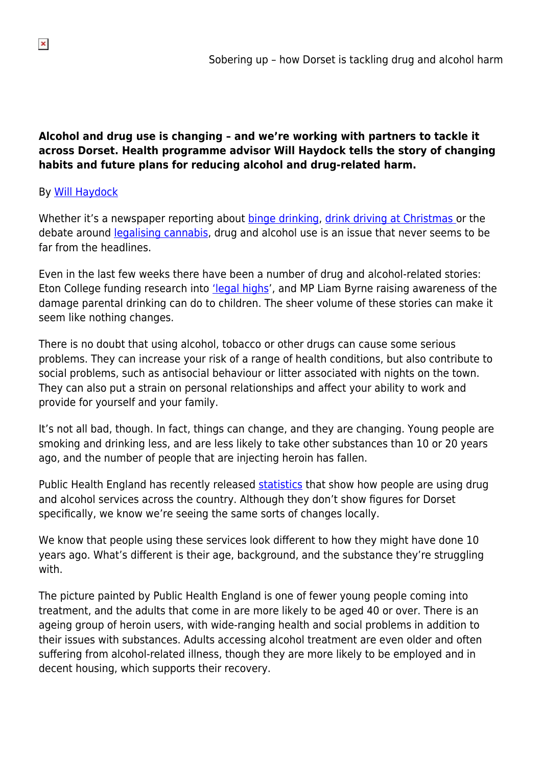# Sobering up – how Dorset is tackling drug and alcohol harm

**Alcohol and drug use is changing – and we're working with partners to tackle it across Dorset. Health programme advisor Will Haydock tells the story of changing habits and future plans for reducing alcohol and drug-related harm.**

By Will Haydock

Whether it's a newspaper reporting about binge drinking, drink driving at Christmas or the debate around legalising cannabis, drug and alcohol use is an issue that never seems to be far from the headlines.

Even in the last few weeks there have been a number of drug and alcohol-related stories: Eton College funding research into 'legal highs', and MP Liam Byrne raising awareness of the damage parental drinking can do to children. The sheer volume of these stories can make it seem like nothing changes.

There is no doubt that using alcohol, tobacco or other drugs can cause some serious problems. They can increase your risk of a range of health conditions, but also contribute to social problems, such as antisocial behaviour or litter associated with nights on the town. They can also put a strain on personal relationships and affect your ability to work and provide for yourself and your family.

It's not all bad, though. In fact, things can change, and they are changing. Young people are smoking and drinking less, and are less likely to take other substances than 10 or 20 years ago, and the number of people that are injecting heroin has fallen.

Public Health England has recently released statistics that show how people are using drug and alcohol services across the country. Although they don't show figures for Dorset specifically, we know we're seeing the same sorts of changes locally.

We know that people using these services look different to how they might have done 10 years ago. What's different is their age, background, and the substance they're struggling with.

The picture painted by Public Health England is one of fewer young people coming into treatment, and the adults that come in are more likely to be aged 40 or over. There is an ageing group of heroin users, with wide-ranging health and social problems in addition to their issues with substances. Adults accessing alcohol treatment are even older and often suffering from alcohol-related illness, though they are more likely to be employed and in decent housing, which supports their recovery.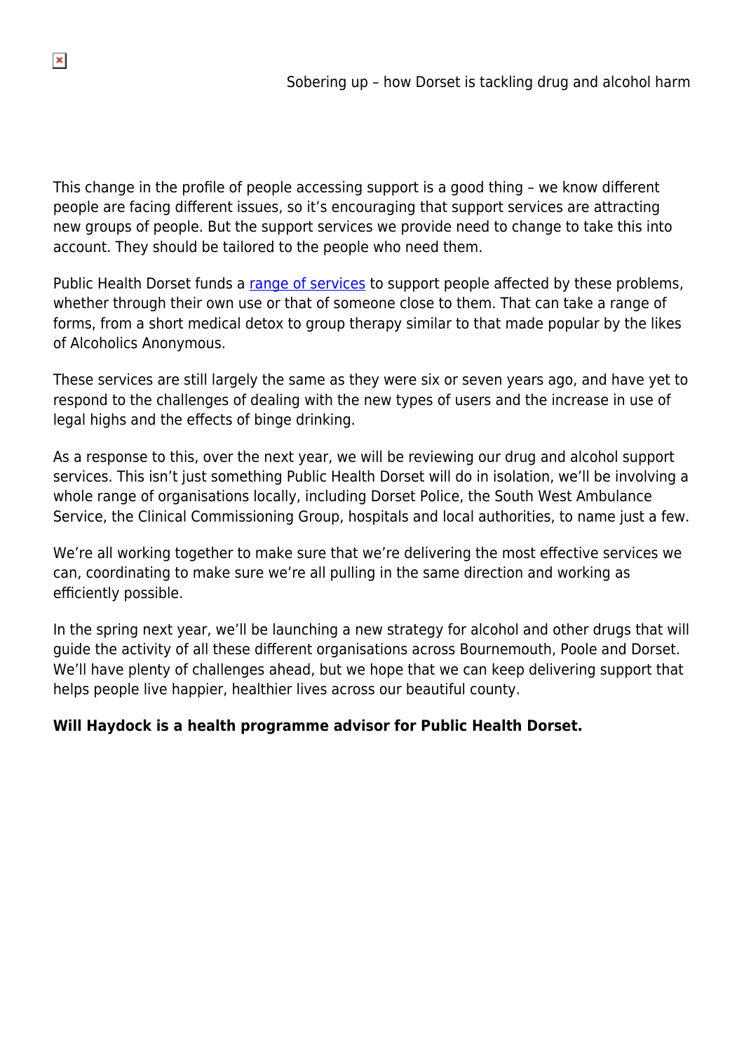This change in the profile of people accessing support is a good thing – we know different people are facing different issues, so it's encouraging that support services are attracting new groups of people. But the support services we provide need to change to take this into account. They should be tailored to the people who need them.

Public Health Dorset funds a range of services to support people affected by these problems, whether through their own use or that of someone close to them. That can take a range of forms, from a short medical detox to group therapy similar to that made popular by the likes of Alcoholics Anonymous.

These services are still largely the same as they were six or seven years ago, and have yet to respond to the challenges of dealing with the new types of users and the increase in use of legal highs and the effects of binge drinking.

As a response to this, over the next year, we will be reviewing our drug and alcohol support services. This isn't just something Public Health Dorset will do in isolation, we'll be involving a whole range of organisations locally, including Dorset Police, the South West Ambulance Service, the Clinical Commissioning Group, hospitals and local authorities, to name just a few.

We're all working together to make sure that we're delivering the most effective services we can, coordinating to make sure we're all pulling in the same direction and working as efficiently possible.

In the spring next year, we'll be launching a new strategy for alcohol and other drugs that will guide the activity of all these different organisations across Bournemouth, Poole and Dorset. We'll have plenty of challenges ahead, but we hope that we can keep delivering support that helps people live happier, healthier lives across our beautiful county.

**Will Haydock is a health programme advisor for Public Health Dorset.**